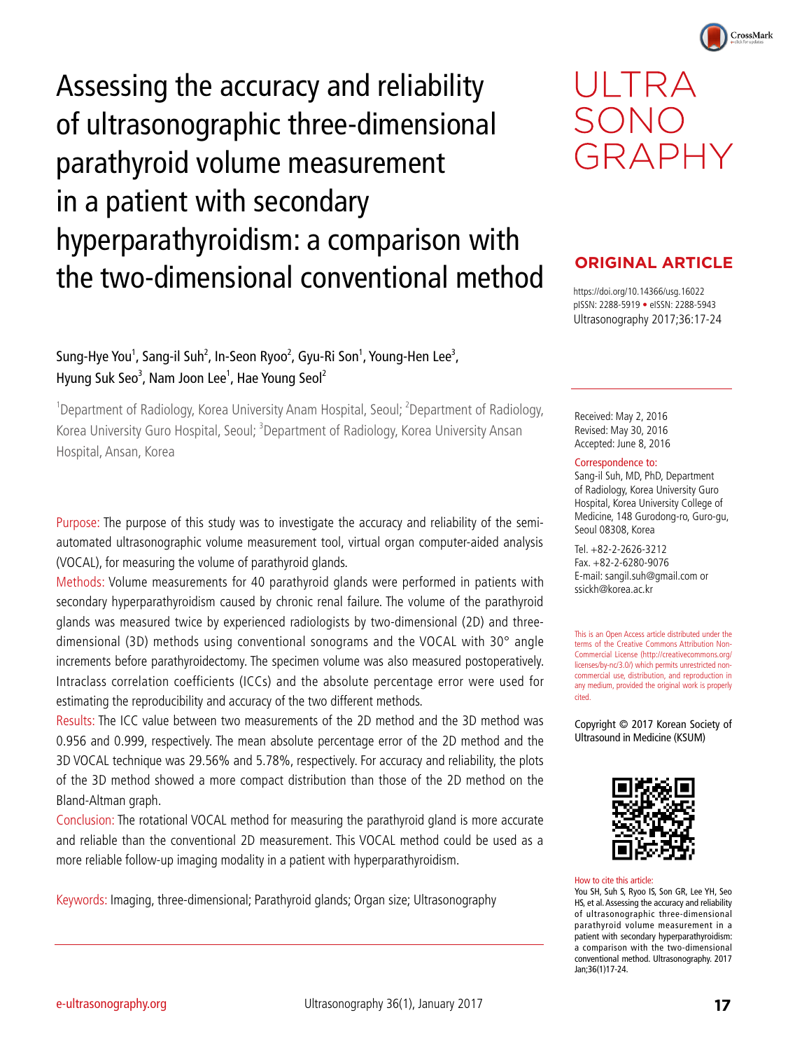# Assessing the accuracy and reliability of ultrasonographic three-dimensional parathyroid volume measurement in a patient with secondary hyperparathyroidism: a comparison with the two-dimensional conventional method

ULTRASONOGRAPHY

**ORIGINAL ARTICLE**

https://doi.org/10.14366/usg.16022
pISSN: 2288-5919 • eISSN: 2288-5943
Ultrasonography 2017;36:17-24

Sung-Hye You[1], Sang-il Suh[2], In-Seon Ryoo[2], Gyu-Ri Son[1], Young-Hen Lee[3], Hyung Suk Seo[3], Nam Joon Lee[1], Hae Young Seol[2]

[1]Department of Radiology, Korea University Anam Hospital, Seoul; [2]Department of Radiology, Korea University Guro Hospital, Seoul; [3]Department of Radiology, Korea University Ansan Hospital, Ansan, Korea

Purpose: The purpose of this study was to investigate the accuracy and reliability of the semi-automated ultrasonographic volume measurement tool, virtual organ computer-aided analysis (VOCAL), for measuring the volume of parathyroid glands.

Methods: Volume measurements for 40 parathyroid glands were performed in patients with secondary hyperparathyroidism caused by chronic renal failure. The volume of the parathyroid glands was measured twice by experienced radiologists by two-dimensional (2D) and three-dimensional (3D) methods using conventional sonograms and the VOCAL with 30° angle increments before parathyroidectomy. The specimen volume was also measured postoperatively. Intraclass correlation coefficients (ICCs) and the absolute percentage error were used for estimating the reproducibility and accuracy of the two different methods.

Results: The ICC value between two measurements of the 2D method and the 3D method was 0.956 and 0.999, respectively. The mean absolute percentage error of the 2D method and the 3D VOCAL technique was 29.56% and 5.78%, respectively. For accuracy and reliability, the plots of the 3D method showed a more compact distribution than those of the 2D method on the Bland-Altman graph.

Conclusion: The rotational VOCAL method for measuring the parathyroid gland is more accurate and reliable than the conventional 2D measurement. This VOCAL method could be used as a more reliable follow-up imaging modality in a patient with hyperparathyroidism.

Keywords: Imaging, three-dimensional; Parathyroid glands; Organ size; Ultrasonography

Received: May 2, 2016
Revised: May 30, 2016
Accepted: June 8, 2016

Correspondence to:
Sang-il Suh, MD, PhD, Department of Radiology, Korea University Guro Hospital, Korea University College of Medicine, 148 Gurodong-ro, Guro-gu, Seoul 08308, Korea

Tel. +82-2-2626-3212
Fax. +82-2-6280-9076
E-mail: sangil.suh@gmail.com or ssickh@korea.ac.kr

This is an Open Access article distributed under the terms of the Creative Commons Attribution Non-Commercial License (http://creativecommons.org/licenses/by-nc/3.0/) which permits unrestricted non-commercial use, distribution, and reproduction in any medium, provided the original work is properly cited.

Copyright © 2017 Korean Society of Ultrasound in Medicine (KSUM)

How to cite this article:
You SH, Suh S, Ryoo IS, Son GR, Lee YH, Seo HS, et al. Assessing the accuracy and reliability of ultrasonographic three-dimensional parathyroid volume measurement in a patient with secondary hyperparathyroidism: a comparison with the two-dimensional conventional method. Ultrasonography. 2017 Jan;36(1)17-24.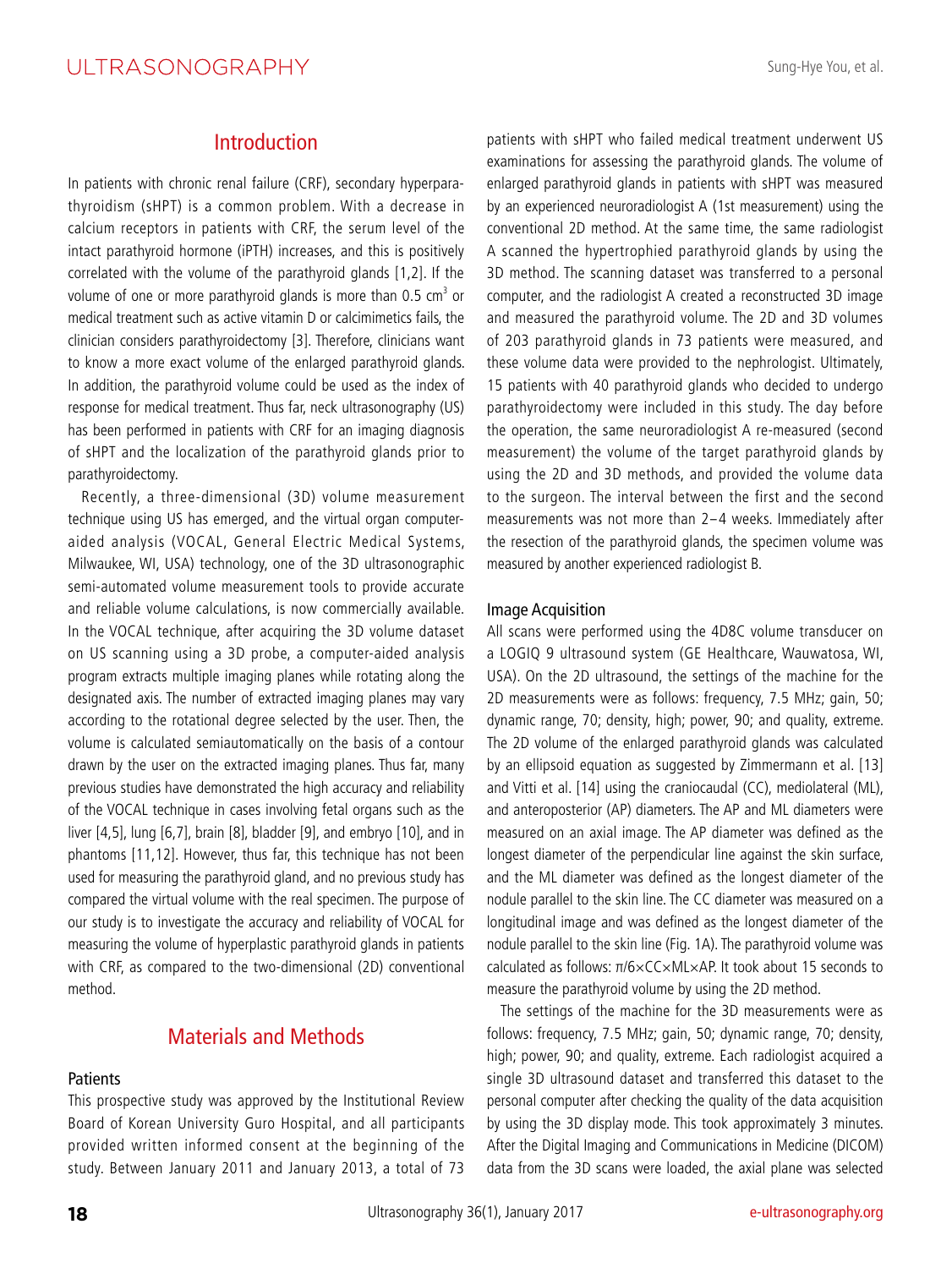## Introduction

In patients with chronic renal failure (CRF), secondary hyperparathyroidism (sHPT) is a common problem. With a decrease in calcium receptors in patients with CRF, the serum level of the intact parathyroid hormone (iPTH) increases, and this is positively correlated with the volume of the parathyroid glands [1,2]. If the volume of one or more parathyroid glands is more than 0.5 $cm^3$ or medical treatment such as active vitamin D or calcimimetics fails, the clinician considers parathyroidectomy [3]. Therefore, clinicians want to know a more exact volume of the enlarged parathyroid glands. In addition, the parathyroid volume could be used as the index of response for medical treatment. Thus far, neck ultrasonography (US) has been performed in patients with CRF for an imaging diagnosis of sHPT and the localization of the parathyroid glands prior to parathyroidectomy.

Recently, a three-dimensional (3D) volume measurement technique using US has emerged, and the virtual organ computer-aided analysis (VOCAL, General Electric Medical Systems, Milwaukee, WI, USA) technology, one of the 3D ultrasonographic semi-automated volume measurement tools to provide accurate and reliable volume calculations, is now commercially available. In the VOCAL technique, after acquiring the 3D volume dataset on US scanning using a 3D probe, a computer-aided analysis program extracts multiple imaging planes while rotating along the designated axis. The number of extracted imaging planes may vary according to the rotational degree selected by the user. Then, the volume is calculated semiautomatically on the basis of a contour drawn by the user on the extracted imaging planes. Thus far, many previous studies have demonstrated the high accuracy and reliability of the VOCAL technique in cases involving fetal organs such as the liver [4,5], lung [6,7], brain [8], bladder [9], and embryo [10], and in phantoms [11,12]. However, thus far, this technique has not been used for measuring the parathyroid gland, and no previous study has compared the virtual volume with the real specimen. The purpose of our study is to investigate the accuracy and reliability of VOCAL for measuring the volume of hyperplastic parathyroid glands in patients with CRF, as compared to the two-dimensional (2D) conventional method.

## Materials and Methods

### Patients

This prospective study was approved by the Institutional Review Board of Korean University Guro Hospital, and all participants provided written informed consent at the beginning of the study. Between January 2011 and January 2013, a total of 73 patients with sHPT who failed medical treatment underwent US examinations for assessing the parathyroid glands. The volume of enlarged parathyroid glands in patients with sHPT was measured by an experienced neuroradiologist A (1st measurement) using the conventional 2D method. At the same time, the same radiologist A scanned the hypertrophied parathyroid glands by using the 3D method. The scanning dataset was transferred to a personal computer, and the radiologist A created a reconstructed 3D image and measured the parathyroid volume. The 2D and 3D volumes of 203 parathyroid glands in 73 patients were measured, and these volume data were provided to the nephrologist. Ultimately, 15 patients with 40 parathyroid glands who decided to undergo parathyroidectomy were included in this study. The day before the operation, the same neuroradiologist A re-measured (second measurement) the volume of the target parathyroid glands by using the 2D and 3D methods, and provided the volume data to the surgeon. The interval between the first and the second measurements was not more than 2–4 weeks. Immediately after the resection of the parathyroid glands, the specimen volume was measured by another experienced radiologist B.

### Image Acquisition

All scans were performed using the 4D8C volume transducer on a LOGIQ 9 ultrasound system (GE Healthcare, Wauwatosa, WI, USA). On the 2D ultrasound, the settings of the machine for the 2D measurements were as follows: frequency, 7.5 MHz; gain, 50; dynamic range, 70; density, high; power, 90; and quality, extreme. The 2D volume of the enlarged parathyroid glands was calculated by an ellipsoid equation as suggested by Zimmermann et al. [13] and Vitti et al. [14] using the craniocaudal (CC), mediolateral (ML), and anteroposterior (AP) diameters. The AP and ML diameters were measured on an axial image. The AP diameter was defined as the longest diameter of the perpendicular line against the skin surface, and the ML diameter was defined as the longest diameter of the nodule parallel to the skin line. The CC diameter was measured on a longitudinal image and was defined as the longest diameter of the nodule parallel to the skin line (Fig. 1A). The parathyroid volume was calculated as follows: $\pi/6 \times CC \times ML \times AP$. It took about 15 seconds to measure the parathyroid volume by using the 2D method.

The settings of the machine for the 3D measurements were as follows: frequency, 7.5 MHz; gain, 50; dynamic range, 70; density, high; power, 90; and quality, extreme. Each radiologist acquired a single 3D ultrasound dataset and transferred this dataset to the personal computer after checking the quality of the data acquisition by using the 3D display mode. This took approximately 3 minutes. After the Digital Imaging and Communications in Medicine (DICOM) data from the 3D scans were loaded, the axial plane was selected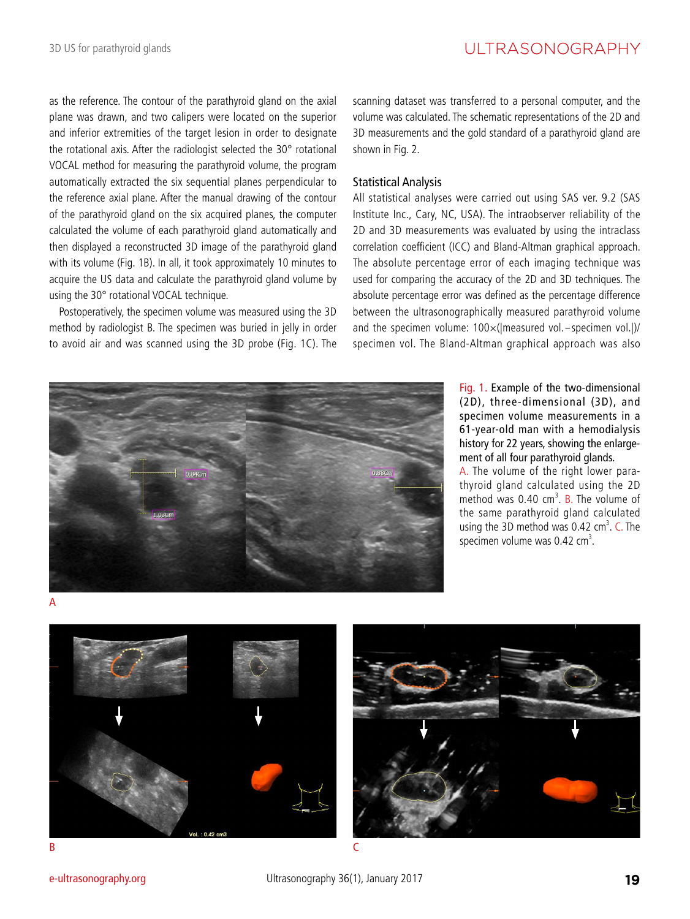as the reference. The contour of the parathyroid gland on the axial plane was drawn, and two calipers were located on the superior and inferior extremities of the target lesion in order to designate the rotational axis. After the radiologist selected the 30° rotational VOCAL method for measuring the parathyroid volume, the program automatically extracted the six sequential planes perpendicular to the reference axial plane. After the manual drawing of the contour of the parathyroid gland on the six acquired planes, the computer calculated the volume of each parathyroid gland automatically and then displayed a reconstructed 3D image of the parathyroid gland with its volume (Fig. 1B). In all, it took approximately 10 minutes to acquire the US data and calculate the parathyroid gland volume by using the 30° rotational VOCAL technique.

Postoperatively, the specimen volume was measured using the 3D method by radiologist B. The specimen was buried in jelly in order to avoid air and was scanned using the 3D probe (Fig. 1C). The scanning dataset was transferred to a personal computer, and the volume was calculated. The schematic representations of the 2D and 3D measurements and the gold standard of a parathyroid gland are shown in Fig. 2.

## Statistical Analysis

All statistical analyses were carried out using SAS ver. 9.2 (SAS Institute Inc., Cary, NC, USA). The intraobserver reliability of the 2D and 3D measurements was evaluated by using the intraclass correlation coefficient (ICC) and Bland-Altman graphical approach. The absolute percentage error of each imaging technique was used for comparing the accuracy of the 2D and 3D techniques. The absolute percentage error was defined as the percentage difference between the ultrasonographically measured parathyroid volume and the specimen volume: $100\times(|\text{measured vol.}-\text{specimen vol.}|)/\text{specimen vol.}$ The Bland-Altman graphical approach was also

Fig. 1. Example of the two-dimensional (2D), three-dimensional (3D), and specimen volume measurements in a 61-year-old man with a hemodialysis history for 22 years, showing the enlargement of all four parathyroid glands.
A. The volume of the right lower parathyroid gland calculated using the 2D method was 0.40 $cm^3$. B. The volume of the same parathyroid gland calculated using the 3D method was 0.42 $cm^3$. C. The specimen volume was 0.42 $cm^3$.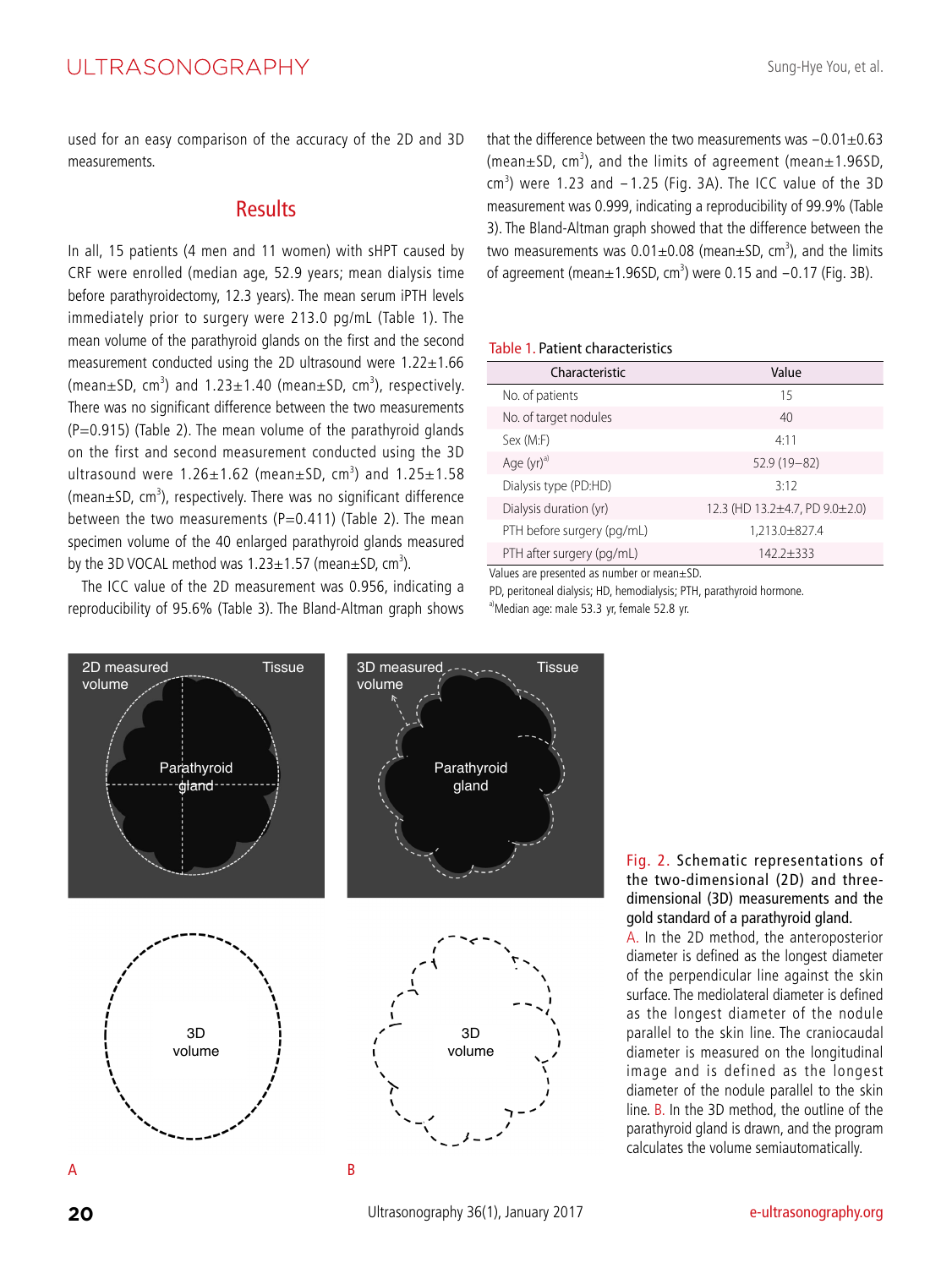used for an easy comparison of the accuracy of the 2D and 3D measurements.

## Results

In all, 15 patients (4 men and 11 women) with sHPT caused by CRF were enrolled (median age, 52.9 years; mean dialysis time before parathyroidectomy, 12.3 years). The mean serum iPTH levels immediately prior to surgery were 213.0 pg/mL (Table 1). The mean volume of the parathyroid glands on the first and the second measurement conducted using the 2D ultrasound were 1.22±1.66 (mean±SD, $cm^3$) and 1.23±1.40 (mean±SD, $cm^3$), respectively. There was no significant difference between the two measurements (P=0.915) (Table 2). The mean volume of the parathyroid glands on the first and second measurement conducted using the 3D ultrasound were 1.26±1.62 (mean±SD, $cm^3$) and 1.25±1.58 (mean±SD, $cm^3$), respectively. There was no significant difference between the two measurements (P=0.411) (Table 2). The mean specimen volume of the 40 enlarged parathyroid glands measured by the 3D VOCAL method was 1.23±1.57 (mean±SD, $cm^3$).

The ICC value of the 2D measurement was 0.956, indicating a reproducibility of 95.6% (Table 3). The Bland-Altman graph shows that the difference between the two measurements was −0.01±0.63 (mean±SD, $cm^3$), and the limits of agreement (mean±1.96SD, $cm^3$) were 1.23 and −1.25 (Fig. 3A). The ICC value of the 3D measurement was 0.999, indicating a reproducibility of 99.9% (Table 3). The Bland-Altman graph showed that the difference between the two measurements was 0.01±0.08 (mean±SD, $cm^3$), and the limits of agreement (mean±1.96SD, $cm^3$) were 0.15 and −0.17 (Fig. 3B).

Table 1. Patient characteristics

| Characteristic | Value |
|---|---|
| No. of patients | 15 |
| No. of target nodules | 40 |
| Sex (M:F) | 4:11 |
| Age (yr)[a] | 52.9 (19–82) |
| Dialysis type (PD:HD) | 3:12 |
| Dialysis duration (yr) | 12.3 (HD 13.2±4.7, PD 9.0±2.0) |
| PTH before surgery (pg/mL) | 1,213.0±827.4 |
| PTH after surgery (pg/mL) | 142.2±333 |

Values are presented as number or mean±SD.
PD, peritoneal dialysis; HD, hemodialysis; PTH, parathyroid hormone.
[a]Median age: male 53.3 yr, female 52.8 yr.

Fig. 2. Schematic representations of the two-dimensional (2D) and three-dimensional (3D) measurements and the gold standard of a parathyroid gland.
A. In the 2D method, the anteroposterior diameter is defined as the longest diameter of the perpendicular line against the skin surface. The mediolateral diameter is defined as the longest diameter of the nodule parallel to the skin line. The craniocaudal diameter is measured on the longitudinal image and is defined as the longest diameter of the nodule parallel to the skin line. B. In the 3D method, the outline of the parathyroid gland is drawn, and the program calculates the volume semiautomatically.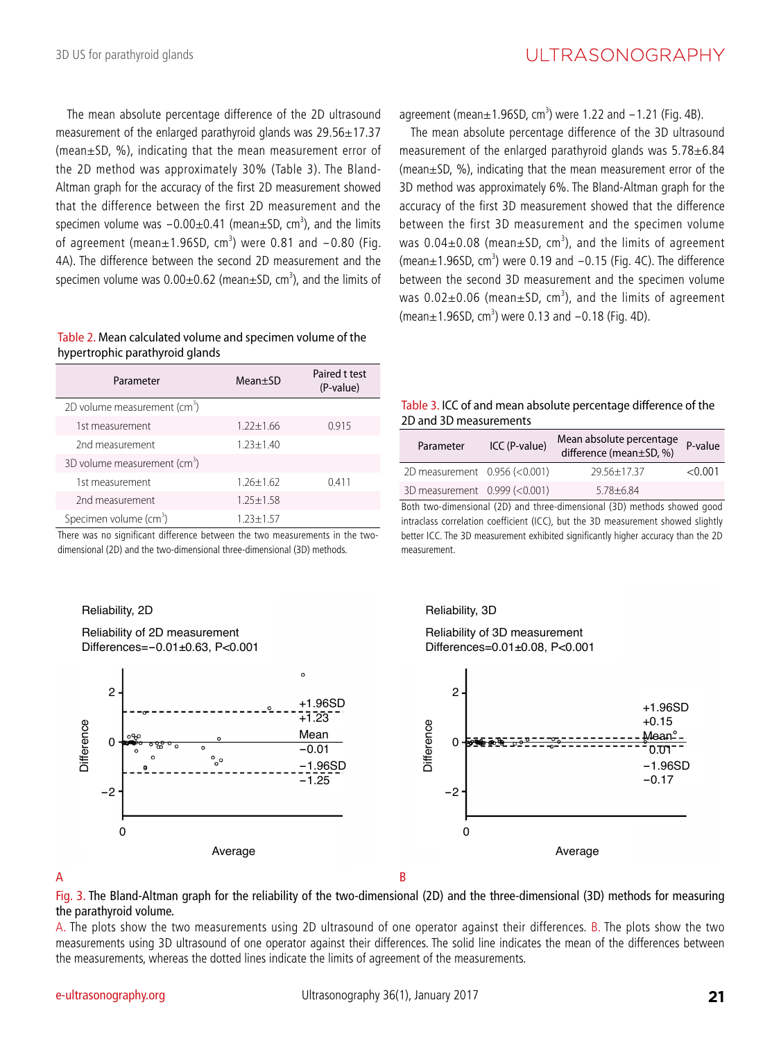The mean absolute percentage difference of the 2D ultrasound measurement of the enlarged parathyroid glands was 29.56±17.37 (mean±SD, %), indicating that the mean measurement error of the 2D method was approximately 30% (Table 3). The Bland-Altman graph for the accuracy of the first 2D measurement showed that the difference between the first 2D measurement and the specimen volume was −0.00±0.41 (mean±SD, $cm^3$), and the limits of agreement (mean±1.96SD, $cm^3$) were 0.81 and −0.80 (Fig. 4A). The difference between the second 2D measurement and the specimen volume was 0.00±0.62 (mean±SD, $cm^3$), and the limits of agreement (mean±1.96SD, $cm^3$) were 1.22 and −1.21 (Fig. 4B).

The mean absolute percentage difference of the 3D ultrasound measurement of the enlarged parathyroid glands was 5.78±6.84 (mean±SD, %), indicating that the mean measurement error of the 3D method was approximately 6%. The Bland-Altman graph for the accuracy of the first 3D measurement showed that the difference between the first 3D measurement and the specimen volume was 0.04±0.08 (mean±SD, $cm^3$), and the limits of agreement (mean±1.96SD, $cm^3$) were 0.19 and −0.15 (Fig. 4C). The difference between the second 3D measurement and the specimen volume was 0.02±0.06 (mean±SD, $cm^3$), and the limits of agreement (mean±1.96SD, $cm^3$) were 0.13 and −0.18 (Fig. 4D).

Table 2. Mean calculated volume and specimen volume of the hypertrophic parathyroid glands

| Parameter | Mean±SD | Paired t test (P-value) |
|---|---|---|
| 2D volume measurement ($cm^3$) | | |
| 1st measurement | 1.22±1.66 | 0.915 |
| 2nd measurement | 1.23±1.40 | |
| 3D volume measurement ($cm^3$) | | |
| 1st measurement | 1.26±1.62 | 0.411 |
| 2nd measurement | 1.25±1.58 | |
| Specimen volume ($cm^3$) | 1.23±1.57 | |

There was no significant difference between the two measurements in the two-dimensional (2D) and the two-dimensional three-dimensional (3D) methods.

Table 3. ICC of and mean absolute percentage difference of the 2D and 3D measurements

| Parameter | ICC (P-value) | Mean absolute percentage difference (mean±SD, %) | P-value |
|---|---|---|---|
| 2D measurement | 0.956 (<0.001) | 29.56±17.37 | <0.001 |
| 3D measurement | 0.999 (<0.001) | 5.78±6.84 | |

Both two-dimensional (2D) and three-dimensional (3D) methods showed good intraclass correlation coefficient (ICC), but the 3D measurement showed slightly better ICC. The 3D measurement exhibited significantly higher accuracy than the 2D measurement.

Fig. 3. The Bland-Altman graph for the reliability of the two-dimensional (2D) and the three-dimensional (3D) methods for measuring the parathyroid volume.

A. The plots show the two measurements using 2D ultrasound of one operator against their differences. B. The plots show the two measurements using 3D ultrasound of one operator against their differences. The solid line indicates the mean of the differences between the measurements, whereas the dotted lines indicate the limits of agreement of the measurements.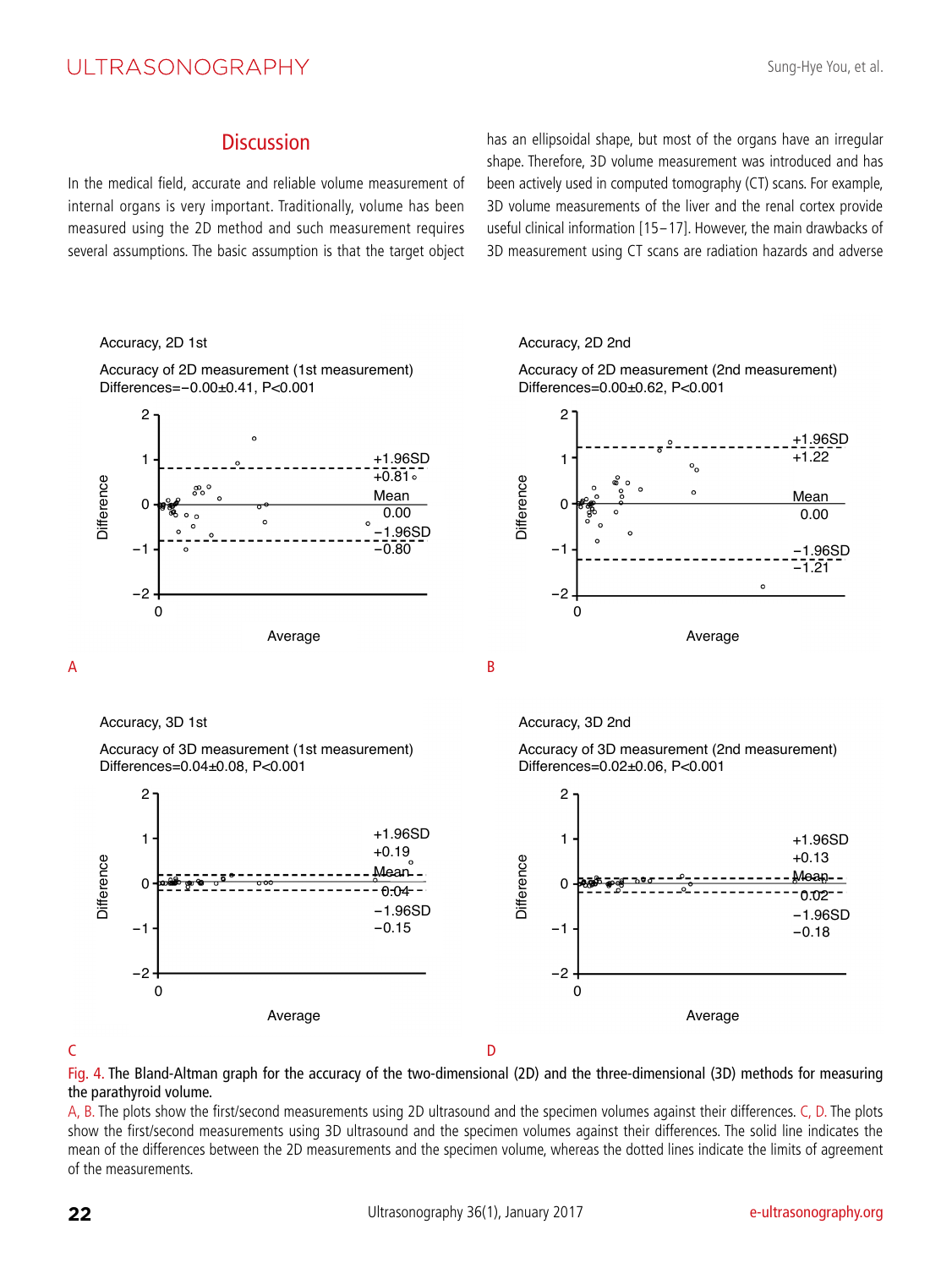## Discussion

In the medical field, accurate and reliable volume measurement of internal organs is very important. Traditionally, volume has been measured using the 2D method and such measurement requires several assumptions. The basic assumption is that the target object has an ellipsoidal shape, but most of the organs have an irregular shape. Therefore, 3D volume measurement was introduced and has been actively used in computed tomography (CT) scans. For example, 3D volume measurements of the liver and the renal cortex provide useful clinical information [15–17]. However, the main drawbacks of 3D measurement using CT scans are radiation hazards and adverse

Fig. 4. The Bland-Altman graph for the accuracy of the two-dimensional (2D) and the three-dimensional (3D) methods for measuring the parathyroid volume.

A, B. The plots show the first/second measurements using 2D ultrasound and the specimen volumes against their differences. C, D. The plots show the first/second measurements using 3D ultrasound and the specimen volumes against their differences. The solid line indicates the mean of the differences between the 2D measurements and the specimen volume, whereas the dotted lines indicate the limits of agreement of the measurements.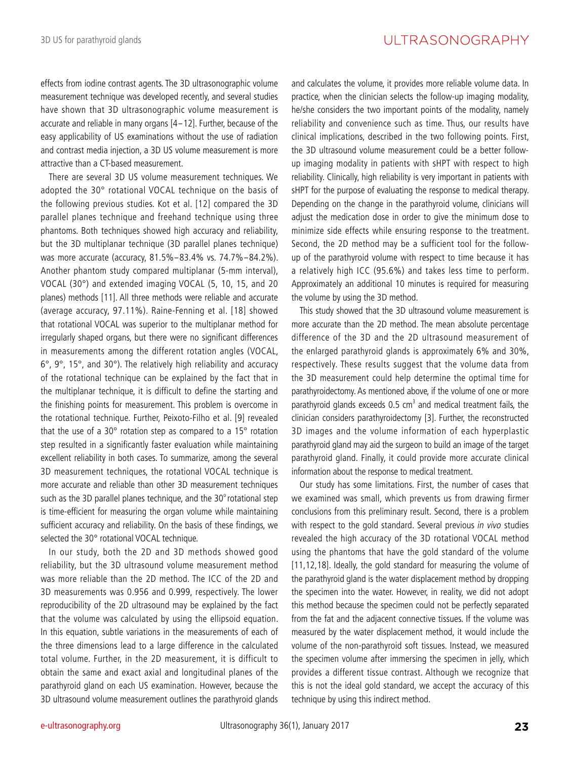effects from iodine contrast agents. The 3D ultrasonographic volume measurement technique was developed recently, and several studies have shown that 3D ultrasonographic volume measurement is accurate and reliable in many organs [4–12]. Further, because of the easy applicability of US examinations without the use of radiation and contrast media injection, a 3D US volume measurement is more attractive than a CT-based measurement.

There are several 3D US volume measurement techniques. We adopted the 30° rotational VOCAL technique on the basis of the following previous studies. Kot et al. [12] compared the 3D parallel planes technique and freehand technique using three phantoms. Both techniques showed high accuracy and reliability, but the 3D multiplanar technique (3D parallel planes technique) was more accurate (accuracy, 81.5%–83.4% vs. 74.7%–84.2%). Another phantom study compared multiplanar (5-mm interval), VOCAL (30°) and extended imaging VOCAL (5, 10, 15, and 20 planes) methods [11]. All three methods were reliable and accurate (average accuracy, 97.11%). Raine-Fenning et al. [18] showed that rotational VOCAL was superior to the multiplanar method for irregularly shaped organs, but there were no significant differences in measurements among the different rotation angles (VOCAL, 6°, 9°, 15°, and 30°). The relatively high reliability and accuracy of the rotational technique can be explained by the fact that in the multiplanar technique, it is difficult to define the starting and the finishing points for measurement. This problem is overcome in the rotational technique. Further, Peixoto-Filho et al. [9] revealed that the use of a 30° rotation step as compared to a 15° rotation step resulted in a significantly faster evaluation while maintaining excellent reliability in both cases. To summarize, among the several 3D measurement techniques, the rotational VOCAL technique is more accurate and reliable than other 3D measurement techniques such as the 3D parallel planes technique, and the 30° rotational step is time-efficient for measuring the organ volume while maintaining sufficient accuracy and reliability. On the basis of these findings, we selected the 30° rotational VOCAL technique.

In our study, both the 2D and 3D methods showed good reliability, but the 3D ultrasound volume measurement method was more reliable than the 2D method. The ICC of the 2D and 3D measurements was 0.956 and 0.999, respectively. The lower reproducibility of the 2D ultrasound may be explained by the fact that the volume was calculated by using the ellipsoid equation. In this equation, subtle variations in the measurements of each of the three dimensions lead to a large difference in the calculated total volume. Further, in the 2D measurement, it is difficult to obtain the same and exact axial and longitudinal planes of the parathyroid gland on each US examination. However, because the 3D ultrasound volume measurement outlines the parathyroid glands and calculates the volume, it provides more reliable volume data. In practice, when the clinician selects the follow-up imaging modality, he/she considers the two important points of the modality, namely reliability and convenience such as time. Thus, our results have clinical implications, described in the two following points. First, the 3D ultrasound volume measurement could be a better follow-up imaging modality in patients with sHPT with respect to high reliability. Clinically, high reliability is very important in patients with sHPT for the purpose of evaluating the response to medical therapy. Depending on the change in the parathyroid volume, clinicians will adjust the medication dose in order to give the minimum dose to minimize side effects while ensuring response to the treatment. Second, the 2D method may be a sufficient tool for the follow-up of the parathyroid volume with respect to time because it has a relatively high ICC (95.6%) and takes less time to perform. Approximately an additional 10 minutes is required for measuring the volume by using the 3D method.

This study showed that the 3D ultrasound volume measurement is more accurate than the 2D method. The mean absolute percentage difference of the 3D and the 2D ultrasound measurement of the enlarged parathyroid glands is approximately 6% and 30%, respectively. These results suggest that the volume data from the 3D measurement could help determine the optimal time for parathyroidectomy. As mentioned above, if the volume of one or more parathyroid glands exceeds 0.5 $cm^3$ and medical treatment fails, the clinician considers parathyroidectomy [3]. Further, the reconstructed 3D images and the volume information of each hyperplastic parathyroid gland may aid the surgeon to build an image of the target parathyroid gland. Finally, it could provide more accurate clinical information about the response to medical treatment.

Our study has some limitations. First, the number of cases that we examined was small, which prevents us from drawing firmer conclusions from this preliminary result. Second, there is a problem with respect to the gold standard. Several previous *in vivo* studies revealed the high accuracy of the 3D rotational VOCAL method using the phantoms that have the gold standard of the volume [11,12,18]. Ideally, the gold standard for measuring the volume of the parathyroid gland is the water displacement method by dropping the specimen into the water. However, in reality, we did not adopt this method because the specimen could not be perfectly separated from the fat and the adjacent connective tissues. If the volume was measured by the water displacement method, it would include the volume of the non-parathyroid soft tissues. Instead, we measured the specimen volume after immersing the specimen in jelly, which provides a different tissue contrast. Although we recognize that this is not the ideal gold standard, we accept the accuracy of this technique by using this indirect method.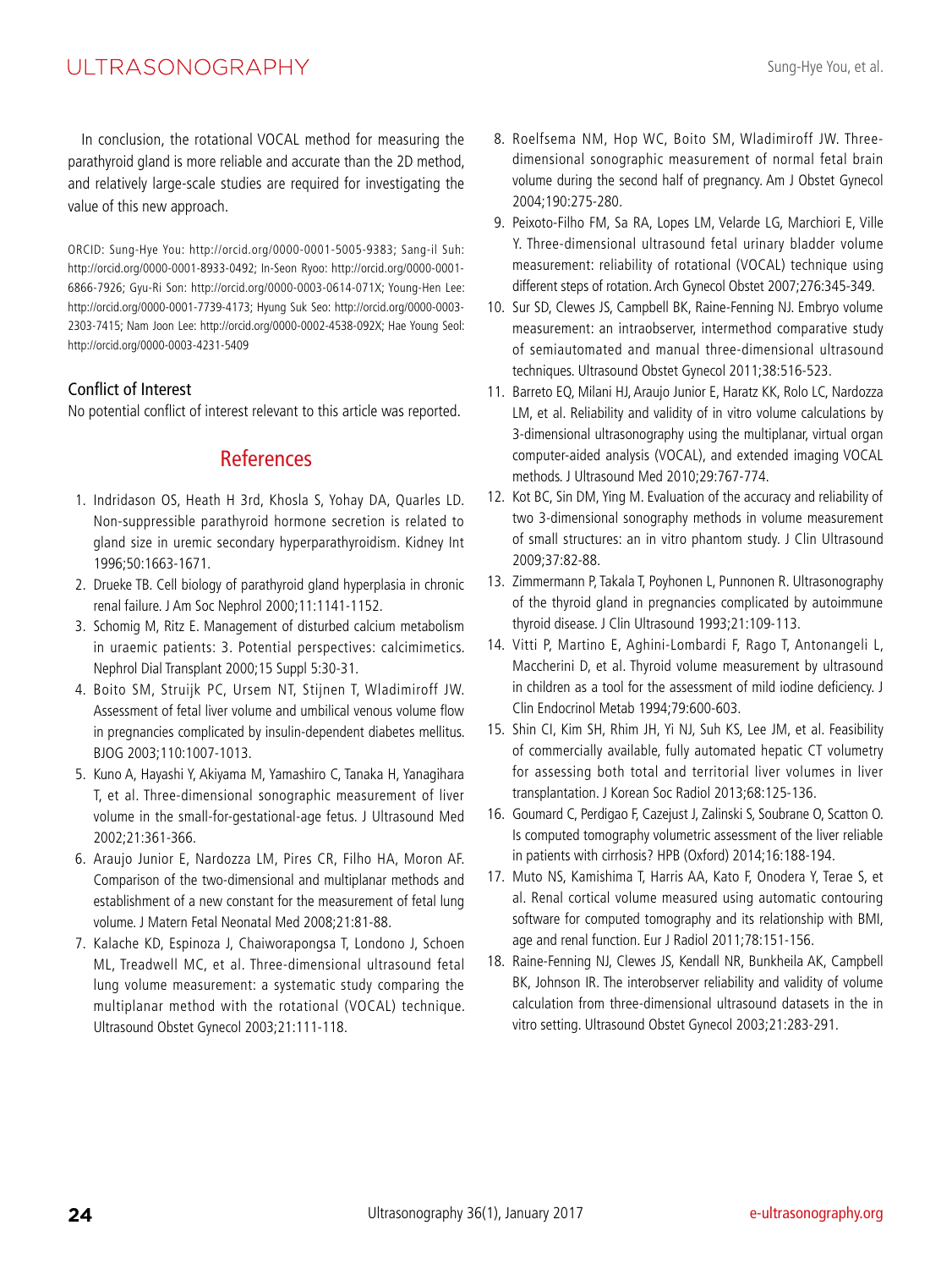In conclusion, the rotational VOCAL method for measuring the parathyroid gland is more reliable and accurate than the 2D method, and relatively large-scale studies are required for investigating the value of this new approach.

ORCID: Sung-Hye You: http://orcid.org/0000-0001-5005-9383; Sang-il Suh: http://orcid.org/0000-0001-8933-0492; In-Seon Ryoo: http://orcid.org/0000-0001-6866-7926; Gyu-Ri Son: http://orcid.org/0000-0003-0614-071X; Young-Hen Lee: http://orcid.org/0000-0001-7739-4173; Hyung Suk Seo: http://orcid.org/0000-0003-2303-7415; Nam Joon Lee: http://orcid.org/0000-0002-4538-092X; Hae Young Seol: http://orcid.org/0000-0003-4231-5409

## Conflict of Interest

No potential conflict of interest relevant to this article was reported.

## References

1. Indridason OS, Heath H 3rd, Khosla S, Yohay DA, Quarles LD. Non-suppressible parathyroid hormone secretion is related to gland size in uremic secondary hyperparathyroidism. Kidney Int 1996;50:1663-1671.
2. Drueke TB. Cell biology of parathyroid gland hyperplasia in chronic renal failure. J Am Soc Nephrol 2000;11:1141-1152.
3. Schomig M, Ritz E. Management of disturbed calcium metabolism in uraemic patients: 3. Potential perspectives: calcimimetics. Nephrol Dial Transplant 2000;15 Suppl 5:30-31.
4. Boito SM, Struijk PC, Ursem NT, Stijnen T, Wladimiroff JW. Assessment of fetal liver volume and umbilical venous volume flow in pregnancies complicated by insulin-dependent diabetes mellitus. BJOG 2003;110:1007-1013.
5. Kuno A, Hayashi Y, Akiyama M, Yamashiro C, Tanaka H, Yanagihara T, et al. Three-dimensional sonographic measurement of liver volume in the small-for-gestational-age fetus. J Ultrasound Med 2002;21:361-366.
6. Araujo Junior E, Nardozza LM, Pires CR, Filho HA, Moron AF. Comparison of the two-dimensional and multiplanar methods and establishment of a new constant for the measurement of fetal lung volume. J Matern Fetal Neonatal Med 2008;21:81-88.
7. Kalache KD, Espinoza J, Chaiworapongsa T, Londono J, Schoen ML, Treadwell MC, et al. Three-dimensional ultrasound fetal lung volume measurement: a systematic study comparing the multiplanar method with the rotational (VOCAL) technique. Ultrasound Obstet Gynecol 2003;21:111-118.
8. Roelfsema NM, Hop WC, Boito SM, Wladimiroff JW. Three-dimensional sonographic measurement of normal fetal brain volume during the second half of pregnancy. Am J Obstet Gynecol 2004;190:275-280.
9. Peixoto-Filho FM, Sa RA, Lopes LM, Velarde LG, Marchiori E, Ville Y. Three-dimensional ultrasound fetal urinary bladder volume measurement: reliability of rotational (VOCAL) technique using different steps of rotation. Arch Gynecol Obstet 2007;276:345-349.
10. Sur SD, Clewes JS, Campbell BK, Raine-Fenning NJ. Embryo volume measurement: an intraobserver, intermethod comparative study of semiautomated and manual three-dimensional ultrasound techniques. Ultrasound Obstet Gynecol 2011;38:516-523.
11. Barreto EQ, Milani HJ, Araujo Junior E, Haratz KK, Rolo LC, Nardozza LM, et al. Reliability and validity of in vitro volume calculations by 3-dimensional ultrasonography using the multiplanar, virtual organ computer-aided analysis (VOCAL), and extended imaging VOCAL methods. J Ultrasound Med 2010;29:767-774.
12. Kot BC, Sin DM, Ying M. Evaluation of the accuracy and reliability of two 3-dimensional sonography methods in volume measurement of small structures: an in vitro phantom study. J Clin Ultrasound 2009;37:82-88.
13. Zimmermann P, Takala T, Poyhonen L, Punnonen R. Ultrasonography of the thyroid gland in pregnancies complicated by autoimmune thyroid disease. J Clin Ultrasound 1993;21:109-113.
14. Vitti P, Martino E, Aghini-Lombardi F, Rago T, Antonangeli L, Maccherini D, et al. Thyroid volume measurement by ultrasound in children as a tool for the assessment of mild iodine deficiency. J Clin Endocrinol Metab 1994;79:600-603.
15. Shin CI, Kim SH, Rhim JH, Yi NJ, Suh KS, Lee JM, et al. Feasibility of commercially available, fully automated hepatic CT volumetry for assessing both total and territorial liver volumes in liver transplantation. J Korean Soc Radiol 2013;68:125-136.
16. Goumard C, Perdigao F, Cazejust J, Zalinski S, Soubrane O, Scatton O. Is computed tomography volumetric assessment of the liver reliable in patients with cirrhosis? HPB (Oxford) 2014;16:188-194.
17. Muto NS, Kamishima T, Harris AA, Kato F, Onodera Y, Terae S, et al. Renal cortical volume measured using automatic contouring software for computed tomography and its relationship with BMI, age and renal function. Eur J Radiol 2011;78:151-156.
18. Raine-Fenning NJ, Clewes JS, Kendall NR, Bunkheila AK, Campbell BK, Johnson IR. The interobserver reliability and validity of volume calculation from three-dimensional ultrasound datasets in the in vitro setting. Ultrasound Obstet Gynecol 2003;21:283-291.